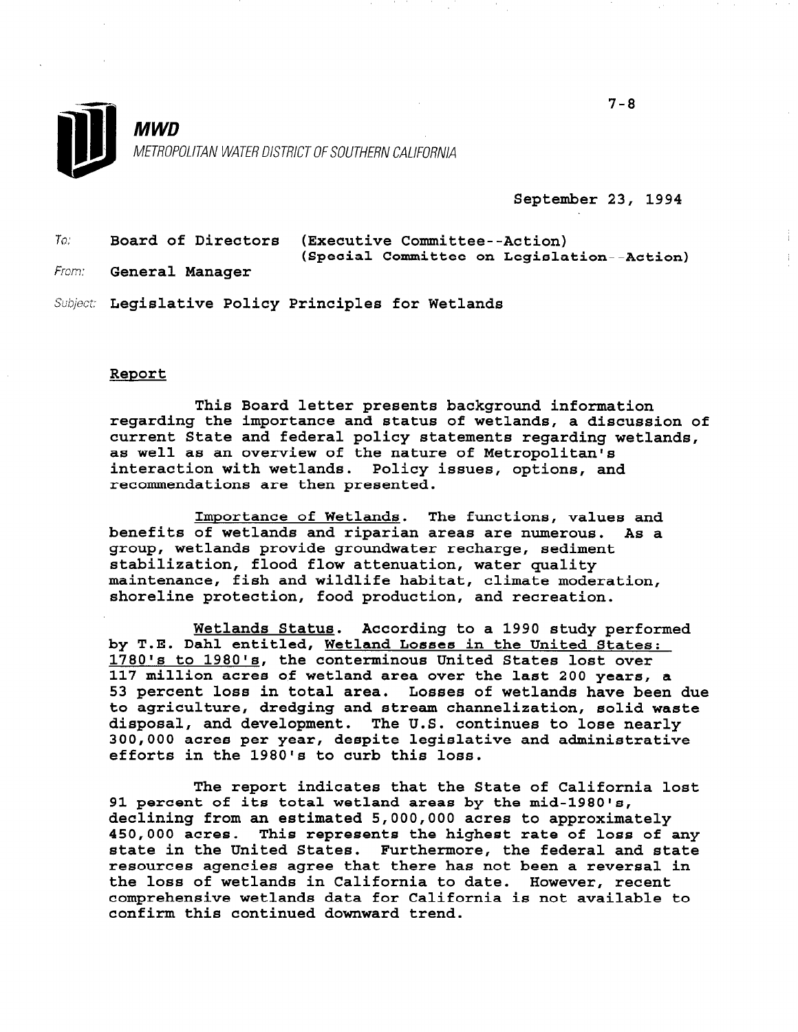**MWD**

*METROPOLITAN WATER DISTRICT OF SOUTHERN CALIFORNIA*

7-8

September 23, 1994

To: **Board of Directors (Executive Committee--Action)**
**(Special Committee on Legislation--Action)**

From: **General Manager**

Subject: **Legislative Policy Principles for Wetlands**

## Report

This Board letter presents background information regarding the importance and status of wetlands, a discussion of current State and federal policy statements regarding wetlands, as well as an overview of the nature of Metropolitan's interaction with wetlands. Policy issues, options, and recommendations are then presented.

Importance of Wetlands. The functions, values and benefits of wetlands and riparian areas are numerous. As a group, wetlands provide groundwater recharge, sediment stabilization, flood flow attenuation, water quality maintenance, fish and wildlife habitat, climate moderation, shoreline protection, food production, and recreation.

Wetlands Status. According to a 1990 study performed by T.E. Dahl entitled, Wetland Losses in the United States: 1780's to 1980's, the conterminous United States lost over 117 million acres of wetland area over the last 200 years, a 53 percent loss in total area. Losses of wetlands have been due to agriculture, dredging and stream channelization, solid waste disposal, and development. The U.S. continues to lose nearly 300,000 acres per year, despite legislative and administrative efforts in the 1980's to curb this loss.

The report indicates that the State of California lost 91 percent of its total wetland areas by the mid-1980's, declining from an estimated 5,000,000 acres to approximately 450,000 acres. This represents the highest rate of loss of any state in the United States. Furthermore, the federal and state resources agencies agree that there has not been a reversal in the loss of wetlands in California to date. However, recent comprehensive wetlands data for California is not available to confirm this continued downward trend.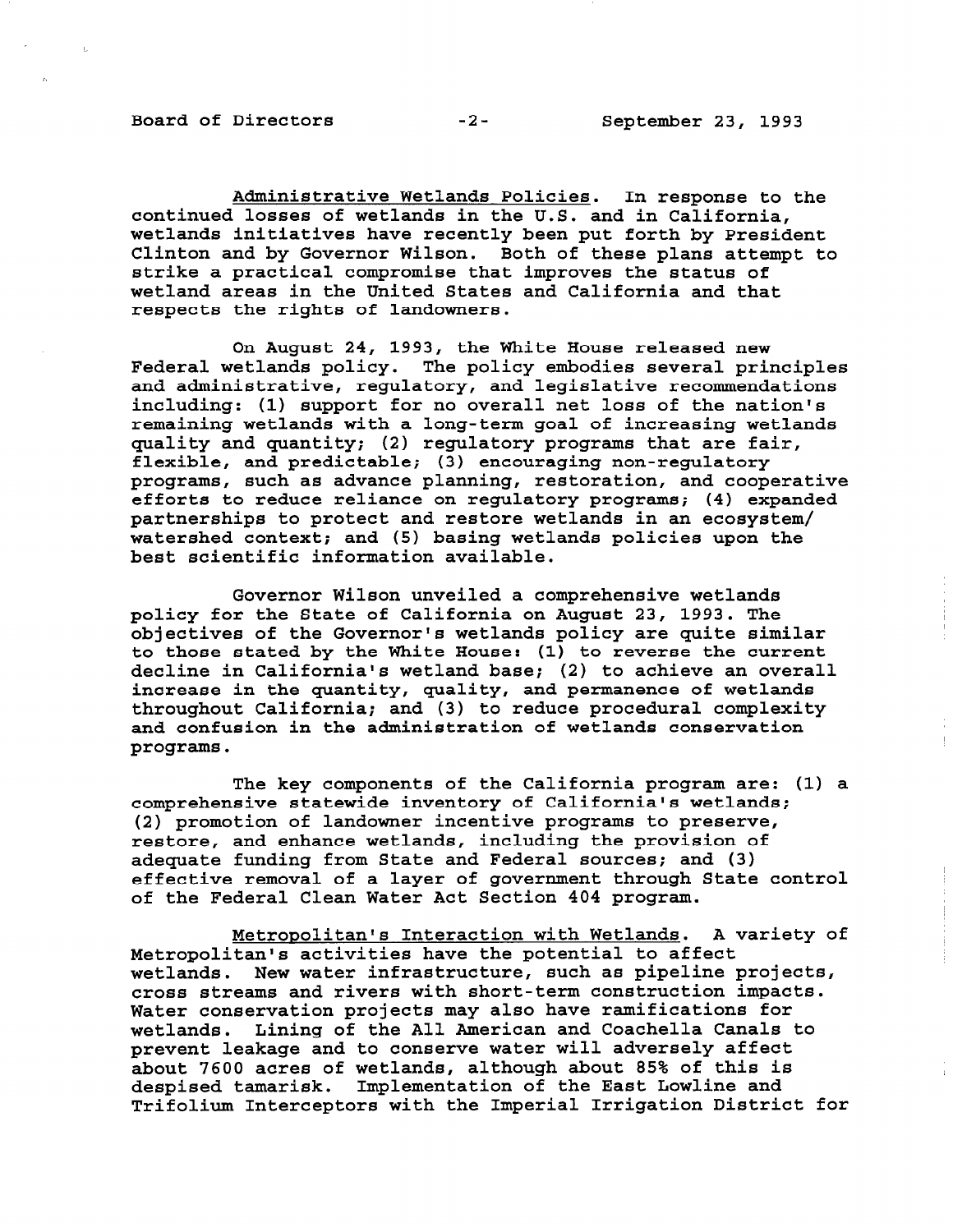Administrative Wetlands Policies. In response to the continued losses of wetlands in the U.S. and in California, wetlands initiatives have recently been put forth by President Clinton and by Governor Wilson. Both of these plans attempt to strike a practical compromise that improves the status of wetland areas in the United States and California and that respects the rights of landowners.

On August 24, 1993, the White House released new Federal wetlands policy. The policy embodies several principles and administrative, regulatory, and legislative recommendations including: (1) support for no overall net loss of the nation's remaining wetlands with a long-term goal of increasing wetlands quality and quantity; (2) regulatory programs that are fair, flexible, and predictable; (3) encouraging non-regulatory programs, such as advance planning, restoration, and cooperative efforts to reduce reliance on regulatory programs; (4) expanded partnerships to protect and restore wetlands in an ecosystem/ watershed context; and (5) basing wetlands policies upon the best scientific information available.

Governor Wilson unveiled a comprehensive wetlands policy for the State of California on August 23, 1993. The objectives of the Governor's wetlands policy are quite similar to those stated by the White House: (1) to reverse the current decline in California's wetland base; (2) to achieve an overall increase in the quantity, quality, and permanence of wetlands throughout California; and (3) to reduce procedural complexity and confusion in the administration of wetlands conservation programs.

The key components of the California program are: (1) a comprehensive statewide inventory of California's wetlands; (2) promotion of landowner incentive programs to preserve, restore, and enhance wetlands, including the provision of adequate funding from State and Federal sources; and (3) effective removal of a layer of government through State control of the Federal Clean Water Act Section 404 program.

Metropolitan's Interaction with Wetlands. A variety of Metropolitan's activities have the potential to affect wetlands. New water infrastructure, such as pipeline projects, cross streams and rivers with short-term construction impacts. Water conservation projects may also have ramifications for wetlands. Lining of the All American and Coachella Canals to prevent leakage and to conserve water will adversely affect about 7600 acres of wetlands, although about 85% of this is despised tamarisk. Implementation of the East Lowline and Trifolium Interceptors with the Imperial Irrigation District for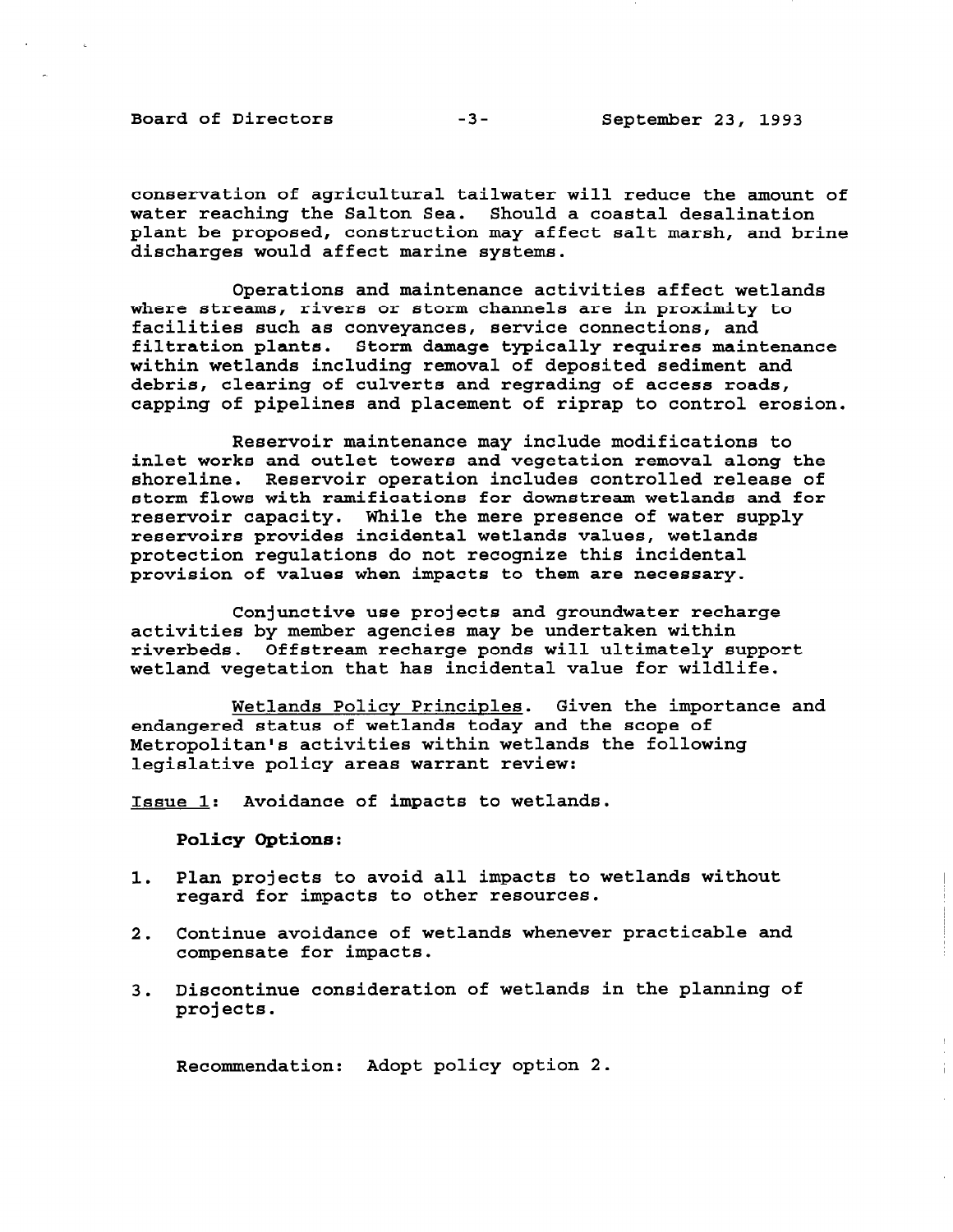conservation of agricultural tailwater will reduce the amount of water reaching the Salton Sea. Should a coastal desalination plant be proposed, construction may affect salt marsh, and brine discharges would affect marine systems.

Operations and maintenance activities affect wetlands where streams, rivers or storm channels are in proximity to facilities such as conveyances, service connections, and filtration plants. Storm damage typically requires maintenance within wetlands including removal of deposited sediment and debris, clearing of culverts and regrading of access roads, capping of pipelines and placement of riprap to control erosion.

Reservoir maintenance may include modifications to inlet works and outlet towers and vegetation removal along the shoreline. Reservoir operation includes controlled release of storm flows with ramifications for downstream wetlands and for reservoir capacity. While the mere presence of water supply reservoirs provides incidental wetlands values, wetlands protection regulations do not recognize this incidental provision of values when impacts to them are necessary.

Conjunctive use projects and groundwater recharge activities by member agencies may be undertaken within riverbeds. Offstream recharge ponds will ultimately support wetland vegetation that has incidental value for wildlife.

<u>Wetlands Policy Principles</u>. Given the importance and endangered status of wetlands today and the scope of Metropolitan's activities within wetlands the following legislative policy areas warrant review:

<u>Issue 1</u>: Avoidance of impacts to wetlands.

**Policy Options:**

1. Plan projects to avoid all impacts to wetlands without regard for impacts to other resources.
2. Continue avoidance of wetlands whenever practicable and compensate for impacts.
3. Discontinue consideration of wetlands in the planning of projects.

Recommendation: Adopt policy option 2.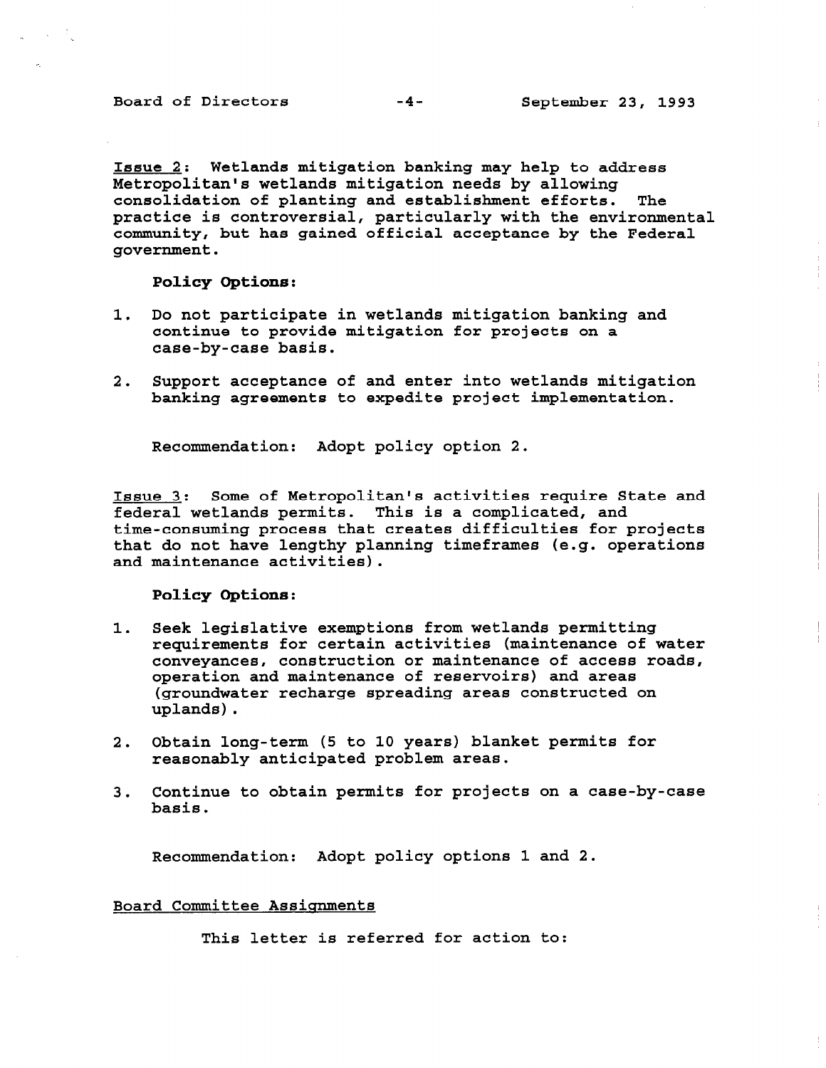Issue 2: Wetlands mitigation banking may help to address Metropolitan's wetlands mitigation needs by allowing consolidation of planting and establishment efforts. The practice is controversial, particularly with the environmental community, but has gained official acceptance by the Federal government.

**Policy Options:**

1. Do not participate in wetlands mitigation banking and continue to provide mitigation for projects on a case-by-case basis.
2. Support acceptance of and enter into wetlands mitigation banking agreements to expedite project implementation.

Recommendation: Adopt policy option 2.

Issue 3: Some of Metropolitan's activities require State and federal wetlands permits. This is a complicated, and time-consuming process that creates difficulties for projects that do not have lengthy planning timeframes (e.g. operations and maintenance activities).

**Policy Options:**

1. Seek legislative exemptions from wetlands permitting requirements for certain activities (maintenance of water conveyances, construction or maintenance of access roads, operation and maintenance of reservoirs) and areas (groundwater recharge spreading areas constructed on uplands).
2. Obtain long-term (5 to 10 years) blanket permits for reasonably anticipated problem areas.
3. Continue to obtain permits for projects on a case-by-case basis.

Recommendation: Adopt policy options 1 and 2.

Board Committee Assignments

This letter is referred for action to: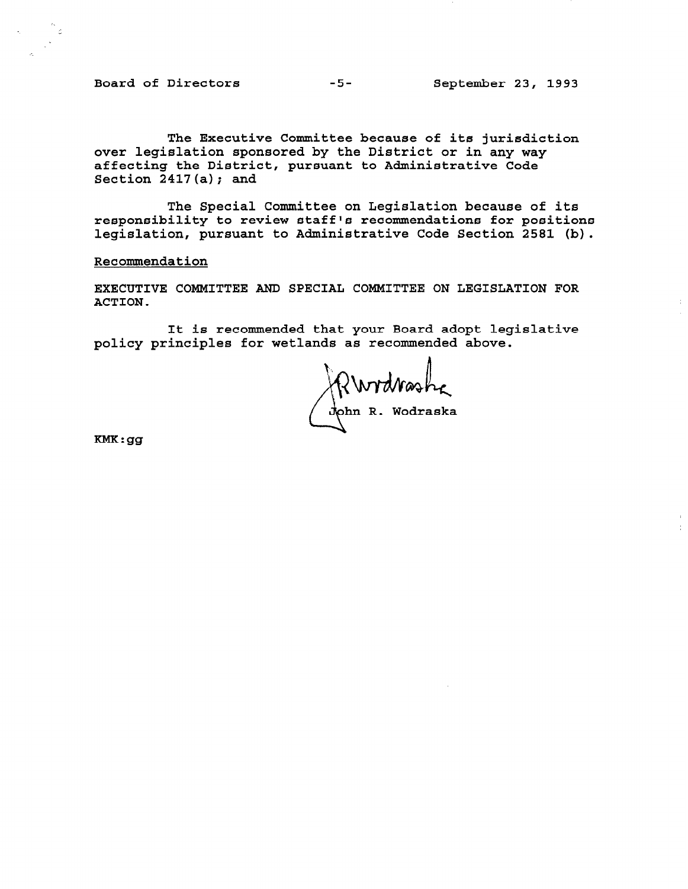The Executive Committee because of its jurisdiction over legislation sponsored by the District or in any way affecting the District, pursuant to Administrative Code Section 2417(a); and

The Special Committee on Legislation because of its responsibility to review staff's recommendations for positions legislation, pursuant to Administrative Code Section 2581 (b).

<u>Recommendation</u>

EXECUTIVE COMMITTEE AND SPECIAL COMMITTEE ON LEGISLATION FOR ACTION.

It is recommended that your Board adopt legislative policy principles for wetlands as recommended above.

John R. Wodraska

KMK:gg